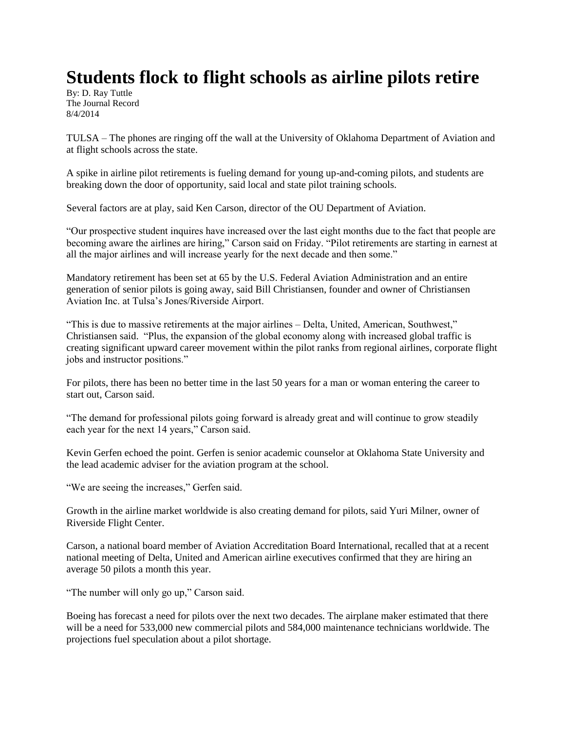# Students flock to flight schools as airline pilots retire

By: D. Ray Tuttle
The Journal Record
8/4/2014

TULSA – The phones are ringing off the wall at the University of Oklahoma Department of Aviation and at flight schools across the state.

A spike in airline pilot retirements is fueling demand for young up-and-coming pilots, and students are breaking down the door of opportunity, said local and state pilot training schools.

Several factors are at play, said Ken Carson, director of the OU Department of Aviation.

"Our prospective student inquires have increased over the last eight months due to the fact that people are becoming aware the airlines are hiring," Carson said on Friday. "Pilot retirements are starting in earnest at all the major airlines and will increase yearly for the next decade and then some."

Mandatory retirement has been set at 65 by the U.S. Federal Aviation Administration and an entire generation of senior pilots is going away, said Bill Christiansen, founder and owner of Christiansen Aviation Inc. at Tulsa's Jones/Riverside Airport.

"This is due to massive retirements at the major airlines – Delta, United, American, Southwest," Christiansen said. "Plus, the expansion of the global economy along with increased global traffic is creating significant upward career movement within the pilot ranks from regional airlines, corporate flight jobs and instructor positions."

For pilots, there has been no better time in the last 50 years for a man or woman entering the career to start out, Carson said.

"The demand for professional pilots going forward is already great and will continue to grow steadily each year for the next 14 years," Carson said.

Kevin Gerfen echoed the point. Gerfen is senior academic counselor at Oklahoma State University and the lead academic adviser for the aviation program at the school.

"We are seeing the increases," Gerfen said.

Growth in the airline market worldwide is also creating demand for pilots, said Yuri Milner, owner of Riverside Flight Center.

Carson, a national board member of Aviation Accreditation Board International, recalled that at a recent national meeting of Delta, United and American airline executives confirmed that they are hiring an average 50 pilots a month this year.

"The number will only go up," Carson said.

Boeing has forecast a need for pilots over the next two decades. The airplane maker estimated that there will be a need for 533,000 new commercial pilots and 584,000 maintenance technicians worldwide. The projections fuel speculation about a pilot shortage.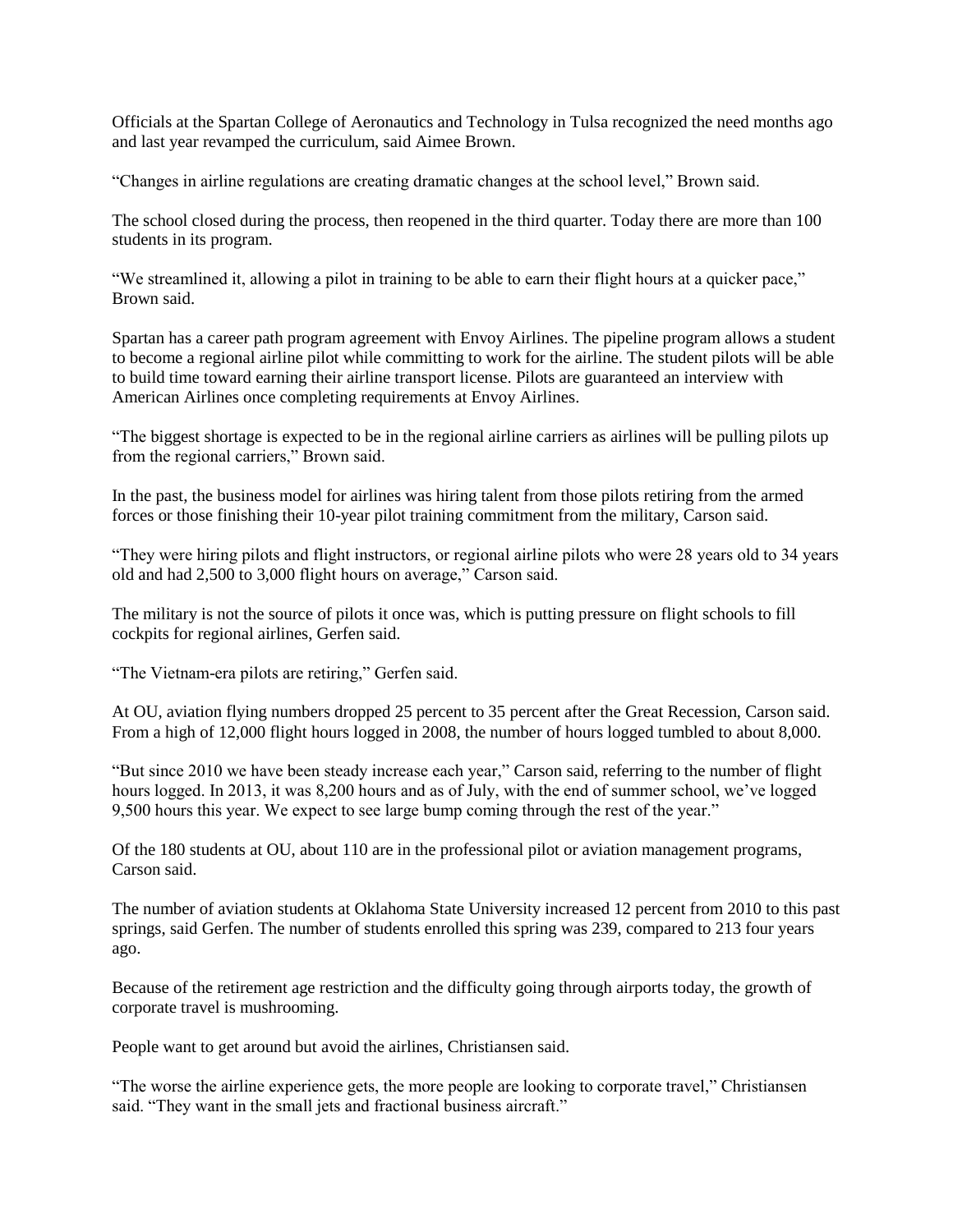Officials at the Spartan College of Aeronautics and Technology in Tulsa recognized the need months ago and last year revamped the curriculum, said Aimee Brown.

“Changes in airline regulations are creating dramatic changes at the school level,” Brown said.

The school closed during the process, then reopened in the third quarter. Today there are more than 100 students in its program.

“We streamlined it, allowing a pilot in training to be able to earn their flight hours at a quicker pace,” Brown said.

Spartan has a career path program agreement with Envoy Airlines. The pipeline program allows a student to become a regional airline pilot while committing to work for the airline. The student pilots will be able to build time toward earning their airline transport license. Pilots are guaranteed an interview with American Airlines once completing requirements at Envoy Airlines.

“The biggest shortage is expected to be in the regional airline carriers as airlines will be pulling pilots up from the regional carriers,” Brown said.

In the past, the business model for airlines was hiring talent from those pilots retiring from the armed forces or those finishing their 10-year pilot training commitment from the military, Carson said.

“They were hiring pilots and flight instructors, or regional airline pilots who were 28 years old to 34 years old and had 2,500 to 3,000 flight hours on average,” Carson said.

The military is not the source of pilots it once was, which is putting pressure on flight schools to fill cockpits for regional airlines, Gerfen said.

“The Vietnam-era pilots are retiring,” Gerfen said.

At OU, aviation flying numbers dropped 25 percent to 35 percent after the Great Recession, Carson said. From a high of 12,000 flight hours logged in 2008, the number of hours logged tumbled to about 8,000.

“But since 2010 we have been steady increase each year,” Carson said, referring to the number of flight hours logged. In 2013, it was 8,200 hours and as of July, with the end of summer school, we’ve logged 9,500 hours this year. We expect to see large bump coming through the rest of the year.”

Of the 180 students at OU, about 110 are in the professional pilot or aviation management programs, Carson said.

The number of aviation students at Oklahoma State University increased 12 percent from 2010 to this past springs, said Gerfen. The number of students enrolled this spring was 239, compared to 213 four years ago.

Because of the retirement age restriction and the difficulty going through airports today, the growth of corporate travel is mushrooming.

People want to get around but avoid the airlines, Christiansen said.

“The worse the airline experience gets, the more people are looking to corporate travel,” Christiansen said. “They want in the small jets and fractional business aircraft.”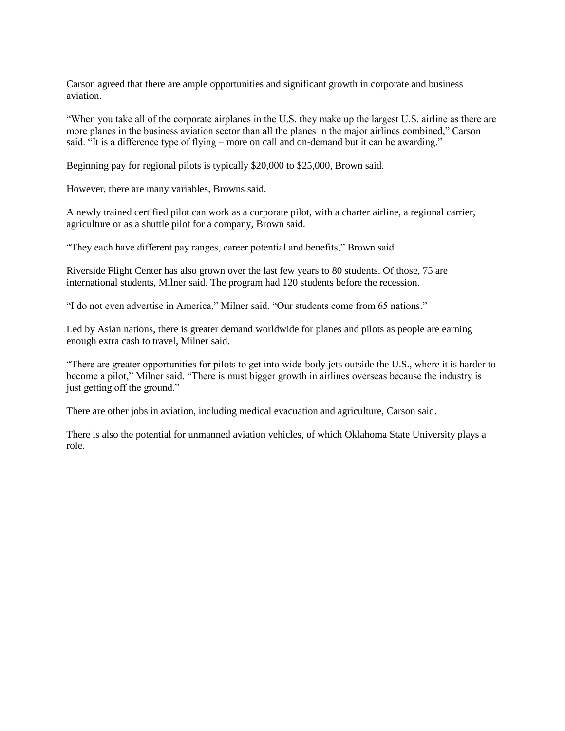Carson agreed that there are ample opportunities and significant growth in corporate and business aviation.

"When you take all of the corporate airplanes in the U.S. they make up the largest U.S. airline as there are more planes in the business aviation sector than all the planes in the major airlines combined," Carson said. "It is a difference type of flying – more on call and on-demand but it can be awarding."

Beginning pay for regional pilots is typically $20,000 to $25,000, Brown said.

However, there are many variables, Browns said.

A newly trained certified pilot can work as a corporate pilot, with a charter airline, a regional carrier, agriculture or as a shuttle pilot for a company, Brown said.

"They each have different pay ranges, career potential and benefits," Brown said.

Riverside Flight Center has also grown over the last few years to 80 students. Of those, 75 are international students, Milner said. The program had 120 students before the recession.

"I do not even advertise in America," Milner said. "Our students come from 65 nations."

Led by Asian nations, there is greater demand worldwide for planes and pilots as people are earning enough extra cash to travel, Milner said.

"There are greater opportunities for pilots to get into wide-body jets outside the U.S., where it is harder to become a pilot," Milner said. "There is must bigger growth in airlines overseas because the industry is just getting off the ground."

There are other jobs in aviation, including medical evacuation and agriculture, Carson said.

There is also the potential for unmanned aviation vehicles, of which Oklahoma State University plays a role.